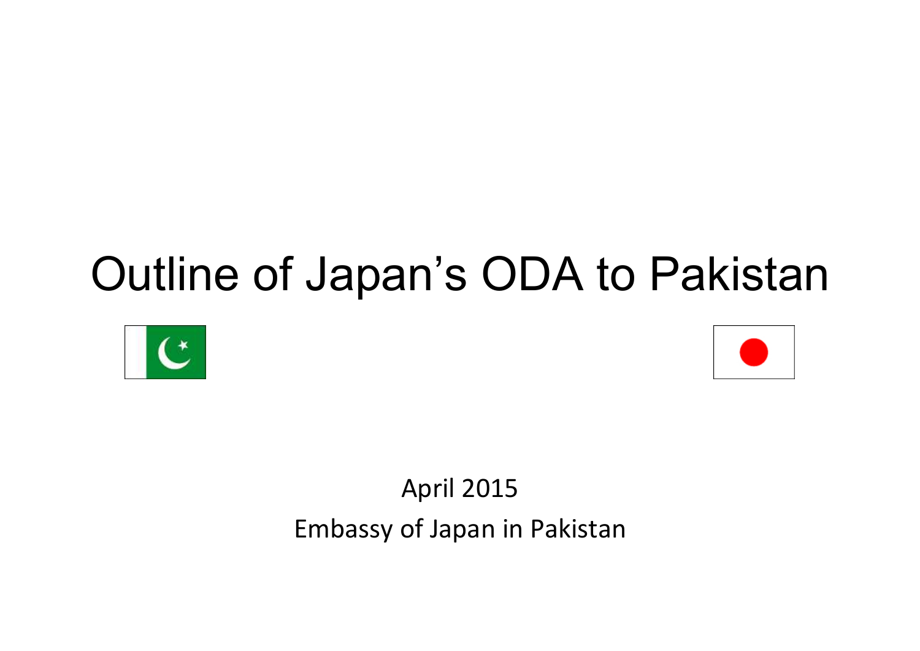# Outline of Japan's ODA to Pakistan

April 2015

Embassy of Japan in Pakistan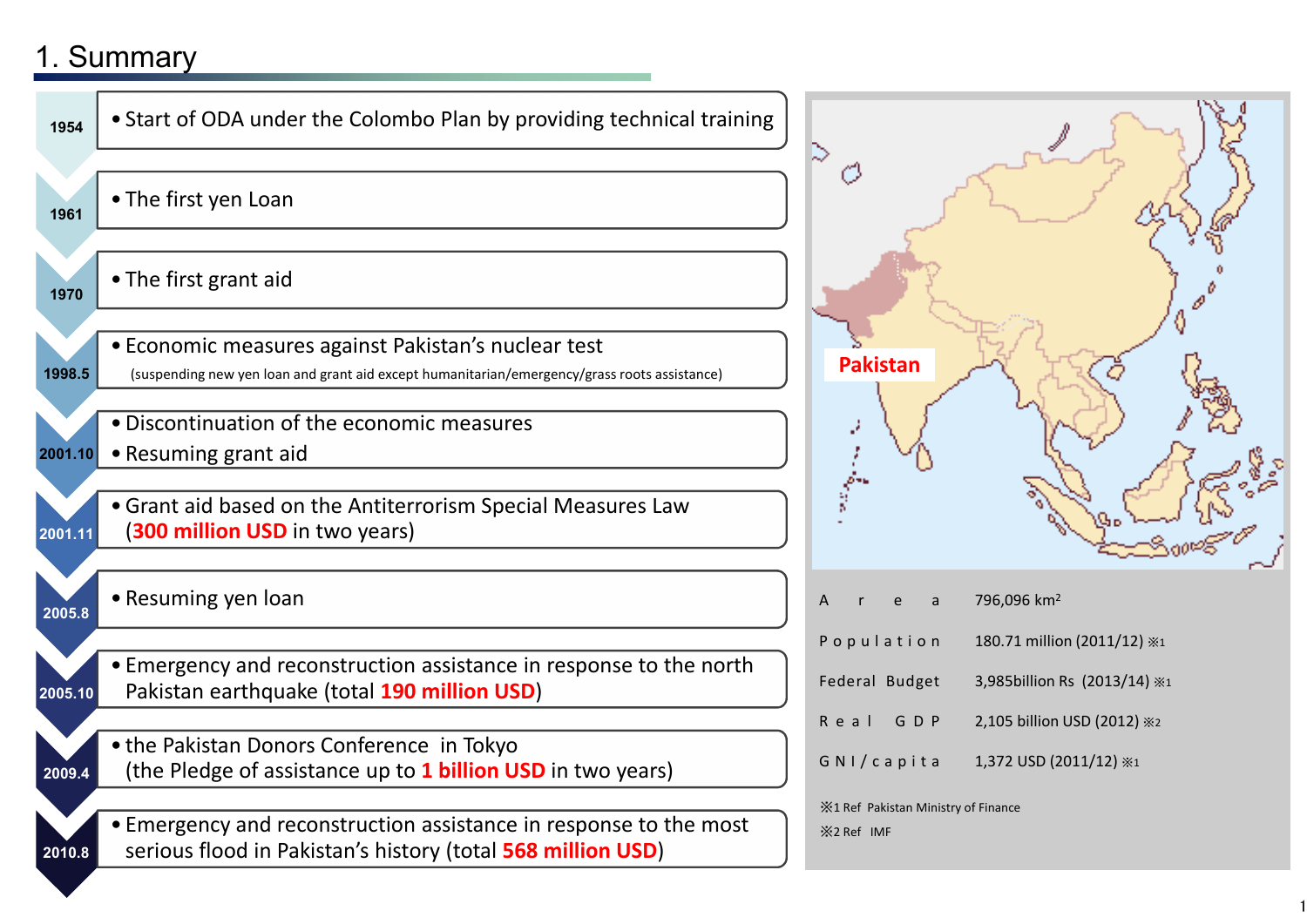# 1. Summary

| Year | Event |
|---|---|
| 1954 | • Start of ODA under the Colombo Plan by providing technical training |
| 1961 | • The first yen Loan |
| 1970 | • The first grant aid |
| 1998.5 | • Economic measures against Pakistan's nuclear test (suspending new yen loan and grant aid except humanitarian/emergency/grass roots assistance) |
| 2001.10 | • Discontinuation of the economic measures<br>• Resuming grant aid |
| 2001.11 | • Grant aid based on the Antiterrorism Special Measures Law (**300 million USD** in two years) |
| 2005.8 | • Resuming yen loan |
| 2005.10 | • Emergency and reconstruction assistance in response to the north Pakistan earthquake (total **190 million USD**) |
| 2009.4 | • the Pakistan Donors Conference in Tokyo (the Pledge of assistance up to **1 billion USD** in two years) |
| 2010.8 | • Emergency and reconstruction assistance in response to the most serious flood in Pakistan's history (total **568 million USD**) |

**Pakistan**

| | |
|---|---|
| Area | 796,096 km$^2$ |
| Population | 180.71 million (2011/12) ※1 |
| Federal Budget | 3,985billion Rs (2013/14) ※1 |
| Real GDP | 2,105 billion USD (2012) ※2 |
| GNI/capita | 1,372 USD (2011/12) ※1 |

※1 Ref Pakistan Ministry of Finance

※2 Ref IMF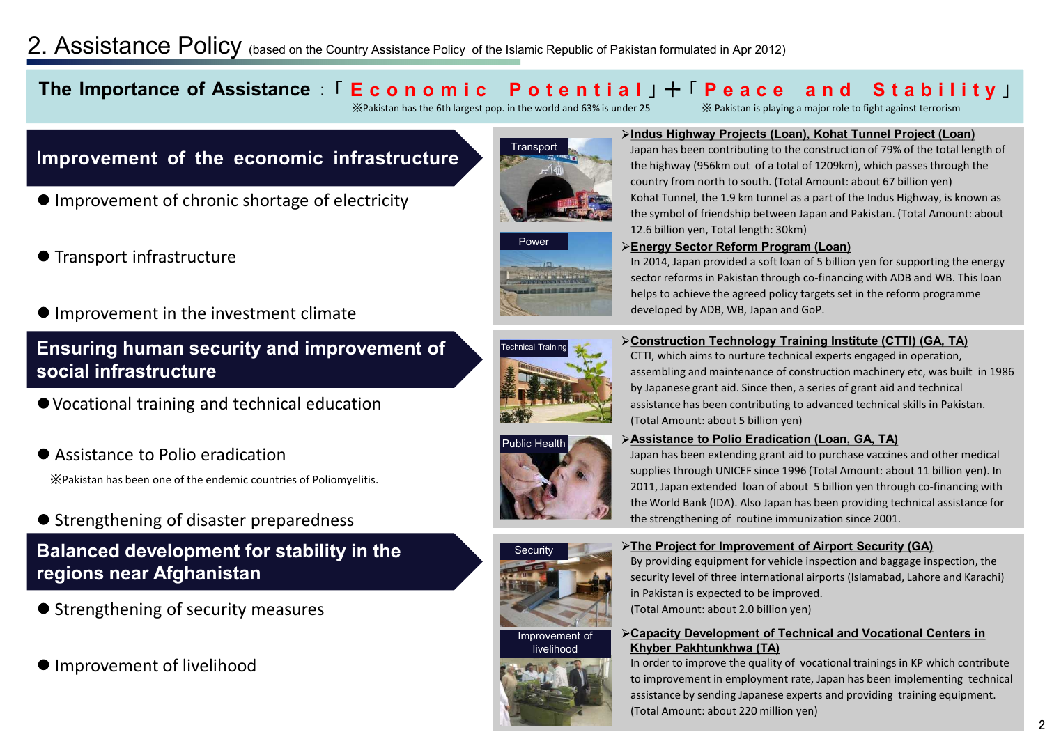## 2. Assistance Policy (based on the Country Assistance Policy of the Islamic Republic of Pakistan formulated in Apr 2012)

**The Importance of Assistance**：「**Economic Potential**」＋「**Peace and Stability**」

※Pakistan has the 6th largest pop. in the world and 63% is under 25

※ Pakistan is playing a major role to fight against terrorism

### Improvement of the economic infrastructure

- Improvement of chronic shortage of electricity
- Transport infrastructure
- Improvement in the investment climate

Transport

➢**Indus Highway Projects (Loan), Kohat Tunnel Project (Loan)**

Japan has been contributing to the construction of 79% of the total length of the highway (956km out of a total of 1209km), which passes through the country from north to south. (Total Amount: about 67 billion yen)
Kohat Tunnel, the 1.9 km tunnel as a part of the Indus Highway, is known as the symbol of friendship between Japan and Pakistan. (Total Amount: about 12.6 billion yen, Total length: 30km)

Power

➢**Energy Sector Reform Program (Loan)**

In 2014, Japan provided a soft loan of 5 billion yen for supporting the energy sector reforms in Pakistan through co-financing with ADB and WB. This loan helps to achieve the agreed policy targets set in the reform programme developed by ADB, WB, Japan and GoP.

### Ensuring human security and improvement of social infrastructure

- Vocational training and technical education
- Assistance to Polio eradication
  ※Pakistan has been one of the endemic countries of Poliomyelitis.
- Strengthening of disaster preparedness

Technical Training

➢**Construction Technology Training Institute (CTTI) (GA, TA)**

CTTI, which aims to nurture technical experts engaged in operation, assembling and maintenance of construction machinery etc, was built in 1986 by Japanese grant aid. Since then, a series of grant aid and technical assistance has been contributing to advanced technical skills in Pakistan. (Total Amount: about 5 billion yen)

Public Health

➢**Assistance to Polio Eradication (Loan, GA, TA)**

Japan has been extending grant aid to purchase vaccines and other medical supplies through UNICEF since 1996 (Total Amount: about 11 billion yen). In 2011, Japan extended loan of about 5 billion yen through co-financing with the World Bank (IDA). Also Japan has been providing technical assistance for the strengthening of routine immunization since 2001.

### Balanced development for stability in the regions near Afghanistan

- Strengthening of security measures
- Improvement of livelihood

Security

➢**The Project for Improvement of Airport Security (GA)**

By providing equipment for vehicle inspection and baggage inspection, the security level of three international airports (Islamabad, Lahore and Karachi) in Pakistan is expected to be improved.
(Total Amount: about 2.0 billion yen)

Improvement of livelihood

➢**Capacity Development of Technical and Vocational Centers in Khyber Pakhtunkhwa (TA)**

In order to improve the quality of vocational trainings in KP which contribute to improvement in employment rate, Japan has been implementing technical assistance by sending Japanese experts and providing training equipment.
(Total Amount: about 220 million yen)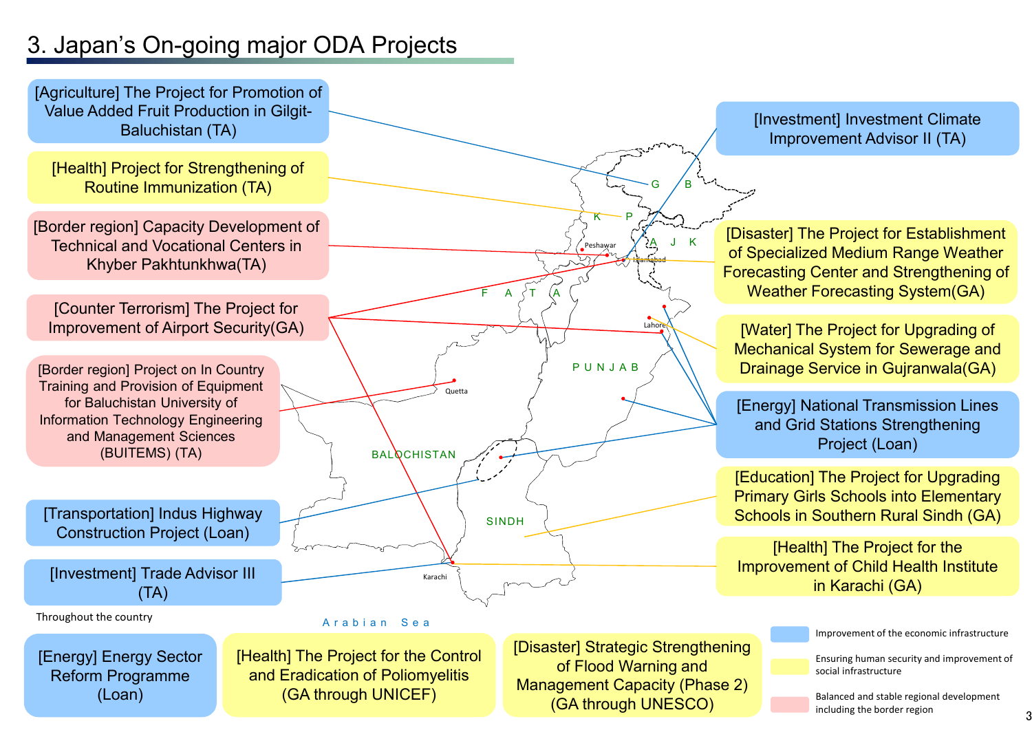# 3. Japan's On-going major ODA Projects

- [Agriculture] The Project for Promotion of Value Added Fruit Production in Gilgit-Baluchistan (TA)
- [Health] Project for Strengthening of Routine Immunization (TA)
- [Border region] Capacity Development of Technical and Vocational Centers in Khyber Pakhtunkhwa(TA)
- [Counter Terrorism] The Project for Improvement of Airport Security(GA)
- [Border region] Project on In Country Training and Provision of Equipment for Baluchistan University of Information Technology Engineering and Management Sciences (BUITEMS) (TA)
- [Transportation] Indus Highway Construction Project (Loan)
- [Investment] Trade Advisor III (TA)
- [Investment] Investment Climate Improvement Advisor II (TA)
- [Disaster] The Project for Establishment of Specialized Medium Range Weather Forecasting Center and Strengthening of Weather Forecasting System(GA)
- [Water] The Project for Upgrading of Mechanical System for Sewerage and Drainage Service in Gujranwala(GA)
- [Energy] National Transmission Lines and Grid Stations Strengthening Project (Loan)
- [Education] The Project for Upgrading Primary Girls Schools into Elementary Schools in Southern Rural Sindh (GA)
- [Health] The Project for the Improvement of Child Health Institute in Karachi (GA)

Map labels: G B, K P, A J K, F A T A, Peshawar, Islamabad, Lahore, P U N J A B, Quetta, BALOCHISTAN, SINDH, Karachi, Arabian Sea

Throughout the country

- [Energy] Energy Sector Reform Programme (Loan)
- [Health] The Project for the Control and Eradication of Poliomyelitis (GA through UNICEF)
- [Disaster] Strategic Strengthening of Flood Warning and Management Capacity (Phase 2) (GA through UNESCO)

Legend:
- Improvement of the economic infrastructure
- Ensuring human security and improvement of social infrastructure
- Balanced and stable regional development including the border region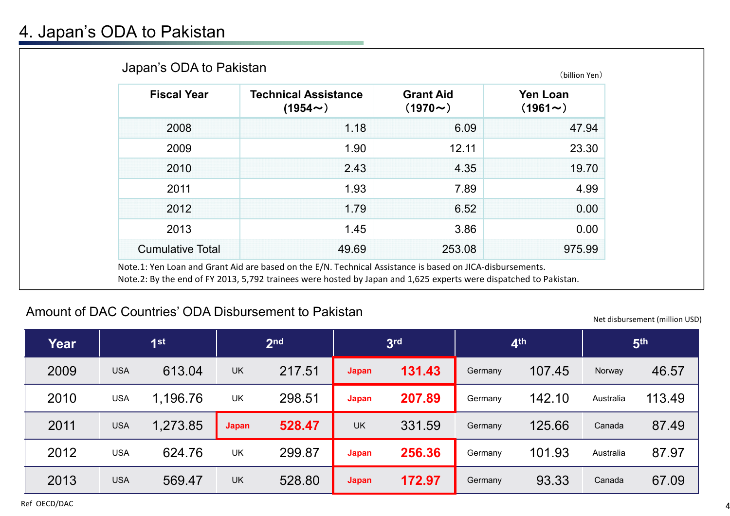# 4. Japan's ODA to Pakistan

## Japan's ODA to Pakistan

（billion Yen）

| Fiscal Year | Technical Assistance (1954～) | Grant Aid （1970～） | Yen Loan （1961～） |
|---|---|---|---|
| 2008 | 1.18 | 6.09 | 47.94 |
| 2009 | 1.90 | 12.11 | 23.30 |
| 2010 | 2.43 | 4.35 | 19.70 |
| 2011 | 1.93 | 7.89 | 4.99 |
| 2012 | 1.79 | 6.52 | 0.00 |
| 2013 | 1.45 | 3.86 | 0.00 |
| Cumulative Total | 49.69 | 253.08 | 975.99 |

Note.1: Yen Loan and Grant Aid are based on the E/N. Technical Assistance is based on JICA-disbursements.
Note.2: By the end of FY 2013, 5,792 trainees were hosted by Japan and 1,625 experts were dispatched to Pakistan.

## Amount of DAC Countries' ODA Disbursement to Pakistan

Net disbursement (million USD)

| Year | 1st | | 2nd | | 3rd | | 4th | | 5th | |
|---|---|---|---|---|---|---|---|---|---|---|
| 2009 | USA | 613.04 | UK | 217.51 | **Japan** | **131.43** | Germany | 107.45 | Norway | 46.57 |
| 2010 | USA | 1,196.76 | UK | 298.51 | **Japan** | **207.89** | Germany | 142.10 | Australia | 113.49 |
| 2011 | USA | 1,273.85 | **Japan** | **528.47** | UK | 331.59 | Germany | 125.66 | Canada | 87.49 |
| 2012 | USA | 624.76 | UK | 299.87 | **Japan** | **256.36** | Germany | 101.93 | Australia | 87.97 |
| 2013 | USA | 569.47 | UK | 528.80 | **Japan** | **172.97** | Germany | 93.33 | Canada | 67.09 |

Ref OECD/DAC